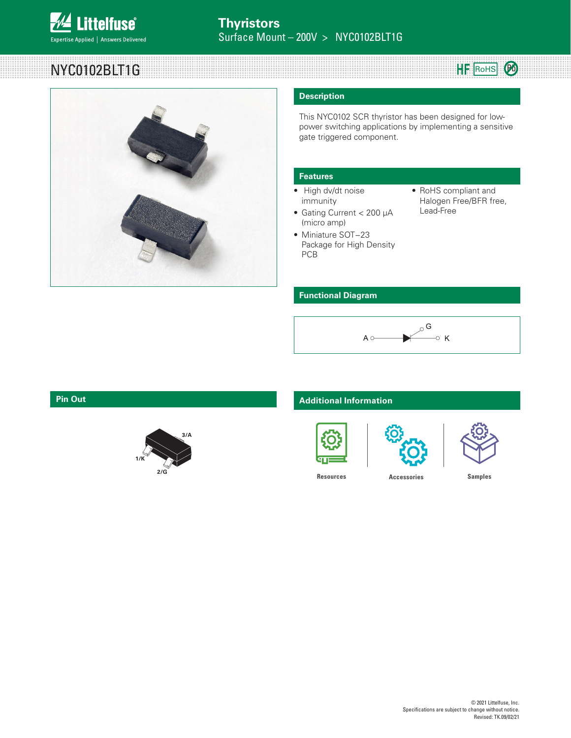# NYC0102BLT1G

Thyristors
Surface Mount – 200V > NYC0102BLT1G

## Description

This NYC0102 SCR thyristor has been designed for low-power switching applications by implementing a sensitive gate triggered component.

## Features

- High dv/dt noise immunity
- Gating Current < 200 μA (micro amp)
- Miniature SOT–23 Package for High Density PCB
- RoHS compliant and Halogen Free/BFR free, Lead-Free

## Functional Diagram

A — G — K

## Pin Out

1/K
2/G
3/A

## Additional Information

Resources | Accessories | Samples

© 2021 Littelfuse, Inc.
Specifications are subject to change without notice.
Revised: TK.09/02/21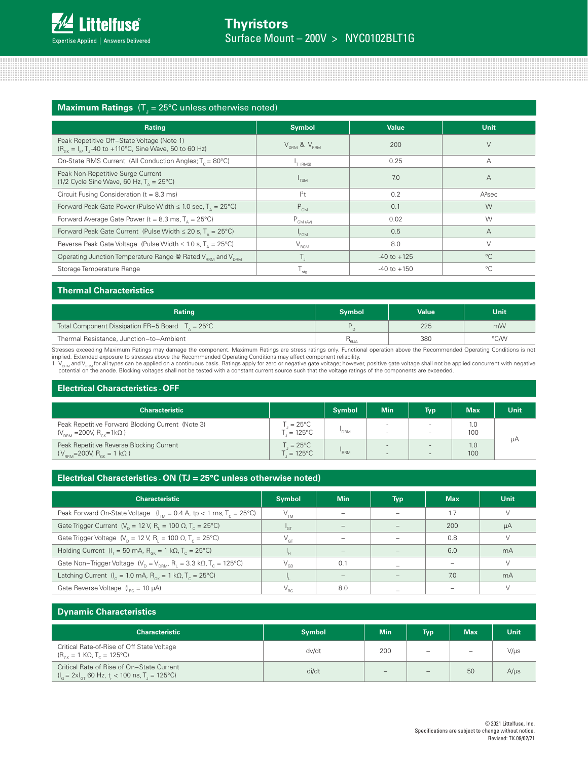# Thyristors

Surface Mount – 200V > NYC0102BLT1G

## Maximum Ratings ($T_J$ = 25°C unless otherwise noted)

| Rating | Symbol | Value | Unit |
|---|---|---|---|
| Peak Repetitive Off–State Voltage (Note 1) ($R_{GK}$ = $I_K$, $T_J$ -40 to +110°C, Sine Wave, 50 to 60 Hz) | $V_{DRM}$ & $V_{RRM}$ | 200 | V |
| On-State RMS Current (All Conduction Angles; $T_C$ = 80°C) | $I_{T\ (RMS)}$ | 0.25 | A |
| Peak Non-Repetitive Surge Current (1/2 Cycle Sine Wave, 60 Hz, $T_A$ = 25°C) | $I_{TSM}$ | 7.0 | A |
| Circuit Fusing Consideration (t = 8.3 ms) | $I^2t$ | 0.2 | A²sec |
| Forward Peak Gate Power (Pulse Width ≤ 1.0 sec, $T_A$ = 25°C) | $P_{GM}$ | 0.1 | W |
| Forward Average Gate Power (t = 8.3 ms, $T_A$ = 25°C) | $P_{GM\ (AV)}$ | 0.02 | W |
| Forward Peak Gate Current (Pulse Width ≤ 20 s, $T_A$ = 25°C) | $I_{FGM}$ | 0.5 | A |
| Reverse Peak Gate Voltage (Pulse Width ≤ 1.0 s, $T_A$ = 25°C) | $V_{RGM}$ | 8.0 | V |
| Operating Junction Temperature Range @ Rated $V_{RRM}$ and $V_{DRM}$ | $T_J$ | -40 to +125 | °C |
| Storage Temperature Range | $T_{stg}$ | -40 to +150 | °C |

## Thermal Characteristics

| Rating | Symbol | Value | Unit |
|---|---|---|---|
| Total Component Dissipation FR–5 Board $T_A$ = 25°C | $P_D$ | 225 | mW |
| Thermal Resistance, Junction–to–Ambient | $R_{\theta JA}$ | 380 | °C/W |

Stresses exceeding Maximum Ratings may damage the component. Maximum Ratings are stress ratings only. Functional operation above the Recommended Operating Conditions is not implied. Extended exposure to stresses above the Recommended Operating Conditions may affect component reliability.

1. $V_{DRM}$ and $V_{RRM}$ for all types can be applied on a continuous basis. Ratings apply for zero or negative gate voltage; however, positive gate voltage shall not be applied concurrent with negative potential on the anode. Blocking voltages shall not be tested with a constant current source such that the voltage ratings of the components are exceeded.

## Electrical Characteristics - OFF

| Characteristic | | Symbol | Min | Typ | Max | Unit |
|---|---|---|---|---|---|---|
| Peak Repetitive Forward Blocking Current (Note 3) ($V_{DRM}$ =200V, $R_{GK}$=1kΩ ) | $T_J$ = 25°C<br>$T_J$ = 125°C | $I_{DRM}$ | -<br>- | -<br>- | 1.0<br>100 | µA |
| Peak Repetitive Reverse Blocking Current ( $V_{RRM}$=200V, $R_{GK}$ = 1 kΩ ) | $T_J$ = 25°C<br>$T_J$ = 125°C | $I_{RRM}$ | -<br>- | -<br>- | 1.0<br>100 | µA |

## Electrical Characteristics - ON (TJ = 25°C unless otherwise noted)

| Characteristic | Symbol | Min | Typ | Max | Unit |
|---|---|---|---|---|---|
| Peak Forward On-State Voltage ($I_{TM}$ = 0.4 A, tp < 1 ms, $T_C$ = 25°C) | $V_{TM}$ | – | – | 1.7 | V |
| Gate Trigger Current ($V_D$ = 12 V, $R_L$ = 100 Ω, $T_C$ = 25°C) | $I_{GT}$ | – | – | 200 | µA |
| Gate Trigger Voltage ($V_D$ = 12 V, $R_L$ = 100 Ω, $T_C$ = 25°C) | $V_{GT}$ | – | – | 0.8 | V |
| Holding Current ($I_T$ = 50 mA, $R_{GK}$ = 1 kΩ, $T_C$ = 25°C) | $I_H$ | – | – | 6.0 | mA |
| Gate Non–Trigger Voltage ($V_D$ = $V_{DRM}$, $R_L$ = 3.3 kΩ, $T_C$ = 125°C) | $V_{GD}$ | 0.1 | – | – | V |
| Latching Current ($I_G$ = 1.0 mA, $R_{GK}$ = 1 kΩ, $T_C$ = 25°C) | $I_L$ | – | – | 7.0 | mA |
| Gate Reverse Voltage ($I_{RG}$ = 10 µA) | $V_{RG}$ | 8.0 | – | – | V |

## Dynamic Characteristics

| Characteristic | Symbol | Min | Typ | Max | Unit |
|---|---|---|---|---|---|
| Critical Rate-of-Rise of Off State Voltage ($R_{GK}$ = 1 KΩ, $T_C$ = 125°C) | dv/dt | 200 | – | – | V/µs |
| Critical Rate of Rise of On–State Current ($I_G$ = 2x$I_{GT}$ 60 Hz, $t_r$ < 100 ns, $T_J$ = 125°C) | di/dt | – | – | 50 | A/µs |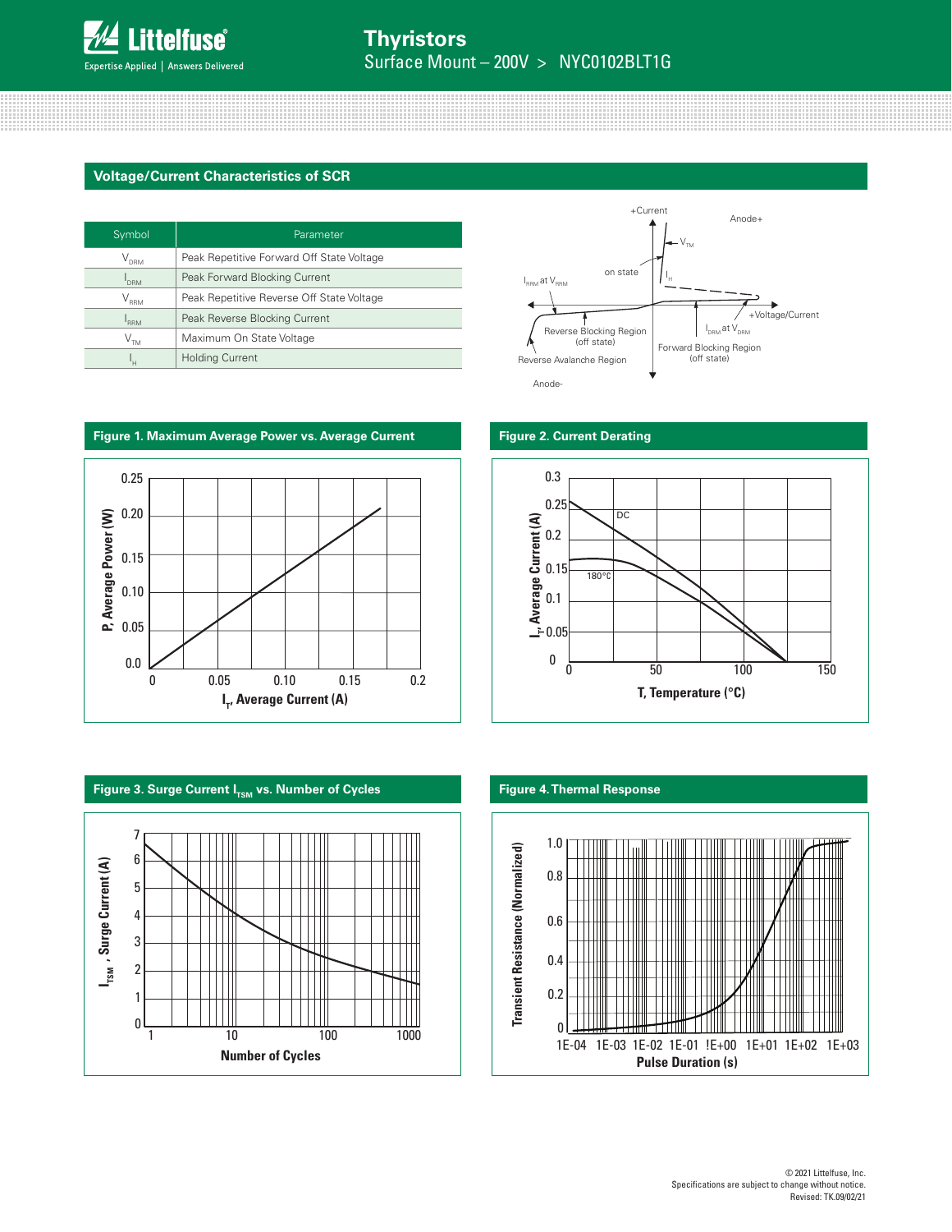## Voltage/Current Characteristics of SCR

| Symbol | Parameter |
|---|---|
| $V_{DRM}$ | Peak Repetitive Forward Off State Voltage |
| $I_{DRM}$ | Peak Forward Blocking Current |
| $V_{RRM}$ | Peak Repetitive Reverse Off State Voltage |
| $I_{RRM}$ | Peak Reverse Blocking Current |
| $V_{TM}$ | Maximum On State Voltage |
| $I_H$ | Holding Current |

## Figure 1. Maximum Average Power vs. Average Current

## Figure 2. Current Derating

## Figure 3. Surge Current $I_{TSM}$ vs. Number of Cycles

## Figure 4. Thermal Response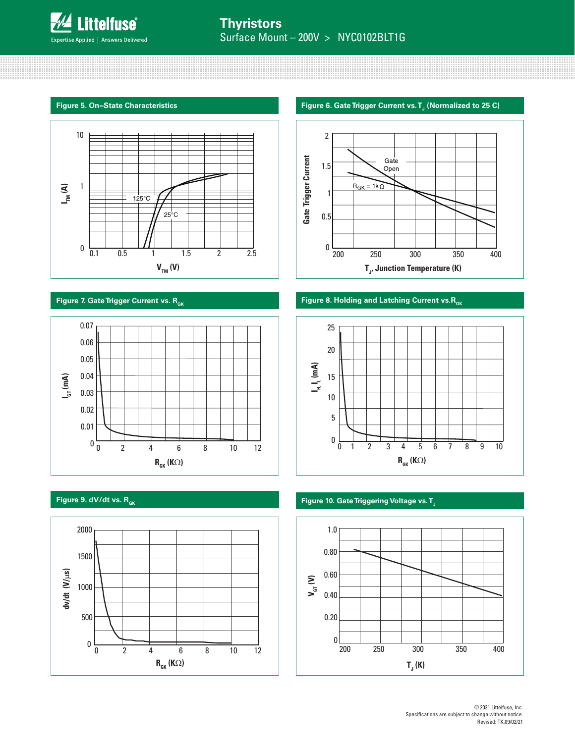**Figure 5. On–State Characteristics**

**Figure 6. Gate Trigger Current vs. $T_J$ (Normalized to 25 C)**

**Figure 7. Gate Trigger Current vs. $R_{GK}$**

**Figure 8. Holding and Latching Current vs. $R_{GK}$**

**Figure 9. dV/dt vs. $R_{GK}$**

**Figure 10. Gate Triggering Voltage vs. $T_J$**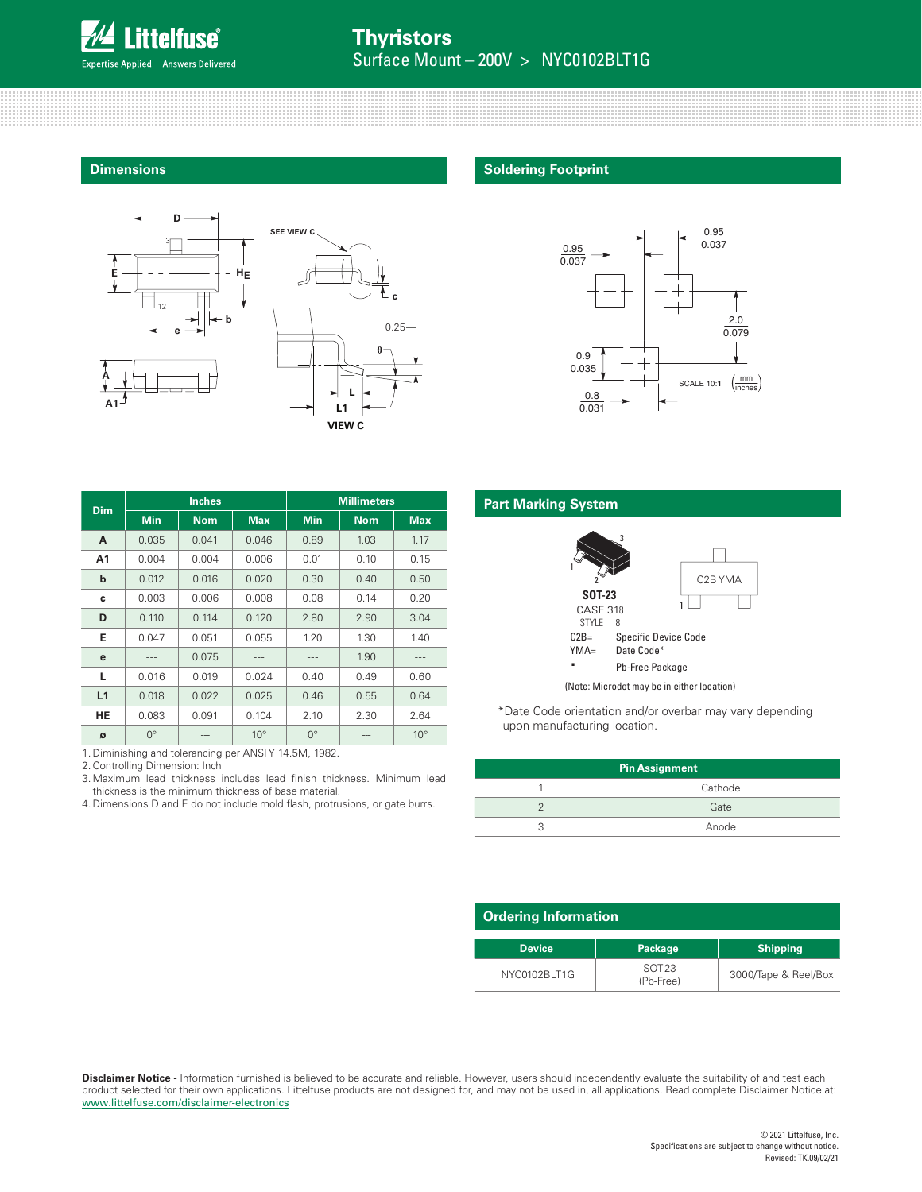## Dimensions

D
$H_E$
E
e
b
A
A1
SEE VIEW C
c
0.25
θ
L
L1
VIEW C

| Dim | Inches | | | Millimeters | | |
|---|---|---|---|---|---|---|
| | Min | Nom | Max | Min | Nom | Max |
| A | 0.035 | 0.041 | 0.046 | 0.89 | 1.03 | 1.17 |
| A1 | 0.004 | 0.004 | 0.006 | 0.01 | 0.10 | 0.15 |
| b | 0.012 | 0.016 | 0.020 | 0.30 | 0.40 | 0.50 |
| c | 0.003 | 0.006 | 0.008 | 0.08 | 0.14 | 0.20 |
| D | 0.110 | 0.114 | 0.120 | 2.80 | 2.90 | 3.04 |
| E | 0.047 | 0.051 | 0.055 | 1.20 | 1.30 | 1.40 |
| e | --- | 0.075 | --- | --- | 1.90 | --- |
| L | 0.016 | 0.019 | 0.024 | 0.40 | 0.49 | 0.60 |
| L1 | 0.018 | 0.022 | 0.025 | 0.46 | 0.55 | 0.64 |
| HE | 0.083 | 0.091 | 0.104 | 2.10 | 2.30 | 2.64 |
| ø | 0° | --- | 10° | 0° | --- | 10° |

1. Diminishing and tolerancing per ANSI Y 14.5M, 1982.
2. Controlling Dimension: Inch
3. Maximum lead thickness includes lead finish thickness. Minimum lead thickness is the minimum thickness of base material.
4. Dimensions D and E do not include mold flash, protrusions, or gate burrs.

## Soldering Footprint

0.95
0.037
0.95
0.037
2.0
0.079
0.9
0.035
0.8
0.031
SCALE 10:1 (mm / inches)

## Part Marking System

SOT-23
CASE 318
STYLE 8

C2B YMA

C2B= Specific Device Code
YMA= Date Code*
▪ Pb-Free Package

(Note: Microdot may be in either location)

*Date Code orientation and/or overbar may vary depending upon manufacturing location.

| Pin Assignment | |
|---|---|
| 1 | Cathode |
| 2 | Gate |
| 3 | Anode |

## Ordering Information

| Device | Package | Shipping |
|---|---|---|
| NYC0102BLT1G | SOT-23 (Pb-Free) | 3000/Tape & Reel/Box |

**Disclaimer Notice** - Information furnished is believed to be accurate and reliable. However, users should independently evaluate the suitability of and test each product selected for their own applications. Littelfuse products are not designed for, and may not be used in, all applications. Read complete Disclaimer Notice at: www.littelfuse.com/disclaimer-electronics

© 2021 Littelfuse, Inc.
Specifications are subject to change without notice.
Revised: TK.09/02/21